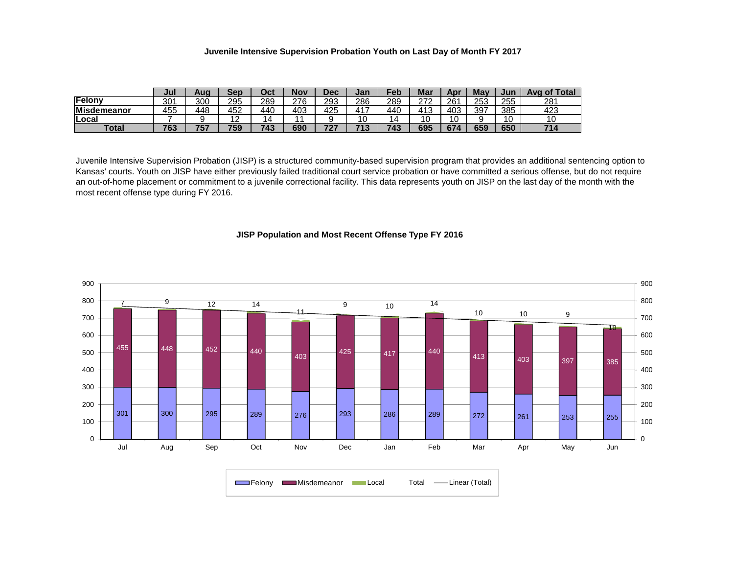### Juvenile Intensive Supervision Probation Youth on Last Day of Month FY 2017

| | Jul | Aug | Sep | Oct | Nov | Dec | Jan | Feb | Mar | Apr | May | Jun | Avg of Total |
|---|---|---|---|---|---|---|---|---|---|---|---|---|---|
| Felony | 301 | 300 | 295 | 289 | 276 | 293 | 286 | 289 | 272 | 261 | 253 | 255 | 281 |
| Misdemeanor | 455 | 448 | 452 | 440 | 403 | 425 | 417 | 440 | 413 | 403 | 397 | 385 | 423 |
| Local | 7 | 9 | 12 | 14 | 11 | 9 | 10 | 14 | 10 | 10 | 9 | 10 | 10 |
| **Total** | **763** | **757** | **759** | **743** | **690** | **727** | **713** | **743** | **695** | **674** | **659** | **650** | **714** |

Juvenile Intensive Supervision Probation (JISP) is a structured community-based supervision program that provides an additional sentencing option to Kansas' courts. Youth on JISP have either previously failed traditional court service probation or have committed a serious offense, but do not require an out-of-home placement or commitment to a juvenile correctional facility. This data represents youth on JISP on the last day of the month with the most recent offense type during FY 2016.

### JISP Population and Most Recent Offense Type FY 2016

| Month | Felony | Misdemeanor | Local |
|---|---|---|---|
| Jul | 301 | 455 | 7 |
| Aug | 300 | 448 | 9 |
| Sep | 295 | 452 | 12 |
| Oct | 289 | 440 | 14 |
| Nov | 276 | 403 | 11 |
| Dec | 293 | 425 | 9 |
| Jan | 286 | 417 | 10 |
| Feb | 289 | 440 | 14 |
| Mar | 272 | 413 | 10 |
| Apr | 261 | 403 | 10 |
| May | 253 | 397 | 9 |
| Jun | 255 | 385 | 10 |

Legend: Felony, Misdemeanor, Local, Total, Linear (Total)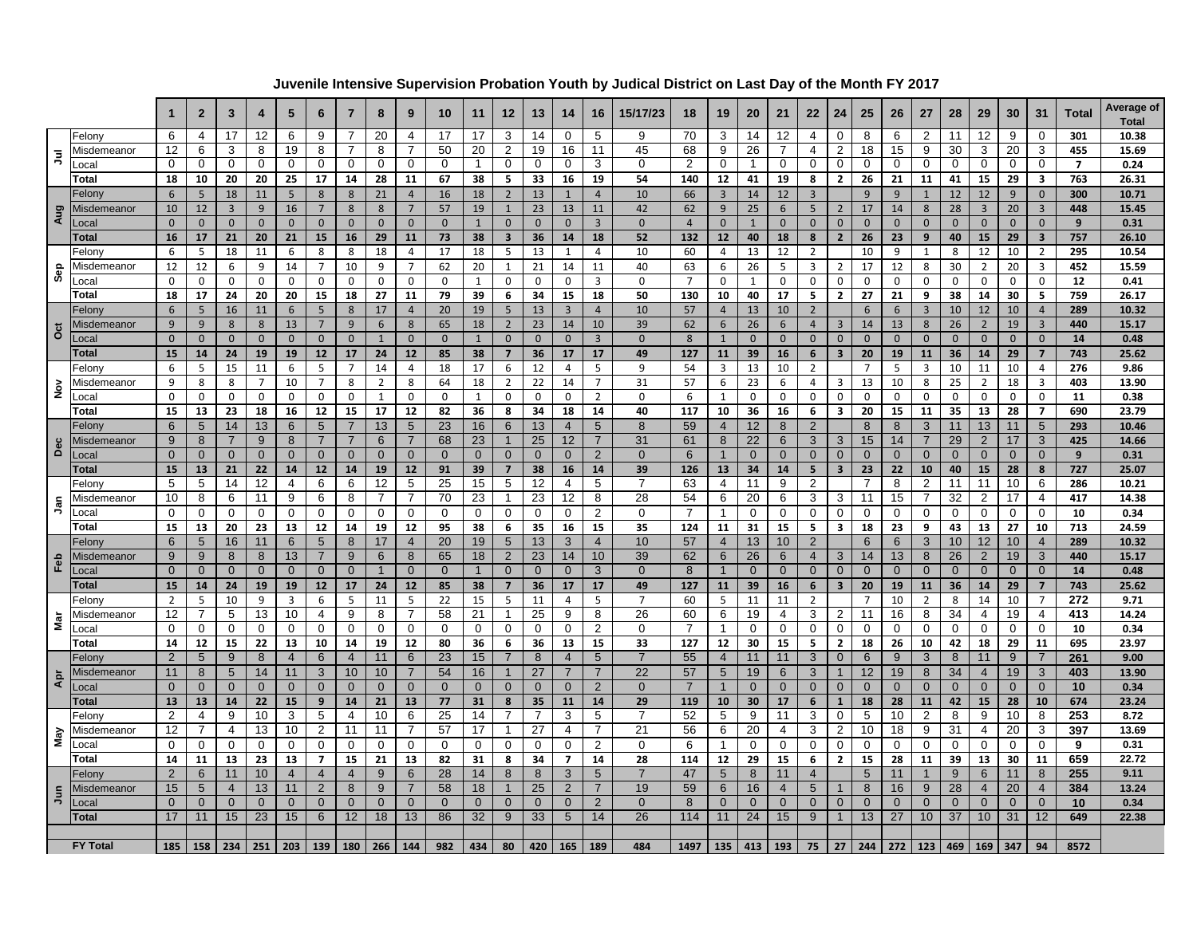# Juvenile Intensive Supervision Probation Youth by Judical District on Last Day of the Month FY 2017

| | | 1 | 2 | 3 | 4 | 5 | 6 | 7 | 8 | 9 | 10 | 11 | 12 | 13 | 14 | 16 | 15/17/23 | 18 | 19 | 20 | 21 | 22 | 24 | 25 | 26 | 27 | 28 | 29 | 30 | 31 | Total | Average of Total |
|---|---|---|---|---|---|---|---|---|---|---|---|---|---|---|---|---|---|---|---|---|---|---|---|---|---|---|---|---|---|---|---|---|
| Jul | Felony | 6 | 4 | 17 | 12 | 6 | 9 | 7 | 20 | 4 | 17 | 17 | 3 | 14 | 0 | 5 | 9 | 70 | 3 | 14 | 12 | 4 | 0 | 8 | 6 | 2 | 11 | 12 | 9 | 0 | **301** | **10.38** |
| | Misdemeanor | 12 | 6 | 3 | 8 | 19 | 8 | 7 | 8 | 7 | 50 | 20 | 2 | 19 | 16 | 11 | 45 | 68 | 9 | 26 | 7 | 4 | 2 | 18 | 15 | 9 | 30 | 3 | 20 | 3 | **455** | **15.69** |
| | Local | 0 | 0 | 0 | 0 | 0 | 0 | 0 | 0 | 0 | 0 | 1 | 0 | 0 | 0 | 3 | 0 | 2 | 0 | 1 | 0 | 0 | 0 | 0 | 0 | 0 | 0 | 0 | 0 | 0 | **7** | **0.24** |
| | **Total** | **18** | **10** | **20** | **20** | **25** | **17** | **14** | **28** | **11** | **67** | **38** | **5** | **33** | **16** | **19** | **54** | **140** | **12** | **41** | **19** | **8** | **2** | **26** | **21** | **11** | **41** | **15** | **29** | **3** | **763** | **26.31** |
| Aug | Felony | 6 | 5 | 18 | 11 | 5 | 8 | 8 | 21 | 4 | 16 | 18 | 2 | 13 | 1 | 4 | 10 | 66 | 3 | 14 | 12 | 3 | | 9 | 9 | 1 | 12 | 12 | 9 | 0 | **300** | **10.71** |
| | Misdemeanor | 10 | 12 | 3 | 9 | 16 | 7 | 8 | 8 | 7 | 57 | 19 | 1 | 23 | 13 | 11 | 42 | 62 | 9 | 25 | 6 | 5 | 2 | 17 | 14 | 8 | 28 | 3 | 20 | 3 | **448** | **15.45** |
| | Local | 0 | 0 | 0 | 0 | 0 | 0 | 0 | 0 | 0 | 0 | 1 | 0 | 0 | 0 | 3 | 0 | 4 | 0 | 1 | 0 | 0 | 0 | 0 | 0 | 0 | 0 | 0 | 0 | 0 | **9** | **0.31** |
| | **Total** | **16** | **17** | **21** | **20** | **21** | **15** | **16** | **29** | **11** | **73** | **38** | **3** | **36** | **14** | **18** | **52** | **132** | **12** | **40** | **18** | **8** | **2** | **26** | **23** | **9** | **40** | **15** | **29** | **3** | **757** | **26.10** |
| Sep | Felony | 6 | 5 | 18 | 11 | 6 | 8 | 8 | 18 | 4 | 17 | 18 | 5 | 13 | 1 | 4 | 10 | 60 | 4 | 13 | 12 | 2 | | 10 | 9 | 1 | 8 | 12 | 10 | 2 | **295** | **10.54** |
| | Misdemeanor | 12 | 12 | 6 | 9 | 14 | 7 | 10 | 9 | 7 | 62 | 20 | 1 | 21 | 14 | 11 | 40 | 63 | 6 | 26 | 5 | 3 | 2 | 17 | 12 | 8 | 30 | 2 | 20 | 3 | **452** | **15.59** |
| | Local | 0 | 0 | 0 | 0 | 0 | 0 | 0 | 0 | 0 | 0 | 1 | 0 | 0 | 0 | 3 | 0 | 7 | 0 | 1 | 0 | 0 | 0 | 0 | 0 | 0 | 0 | 0 | 0 | 0 | **12** | **0.41** |
| | **Total** | **18** | **17** | **24** | **20** | **20** | **15** | **18** | **27** | **11** | **79** | **39** | **6** | **34** | **15** | **18** | **50** | **130** | **10** | **40** | **17** | **5** | **2** | **27** | **21** | **9** | **38** | **14** | **30** | **5** | **759** | **26.17** |
| Oct | Felony | 6 | 5 | 16 | 11 | 6 | 5 | 8 | 17 | 4 | 20 | 19 | 5 | 13 | 3 | 4 | 10 | 57 | 4 | 13 | 10 | 2 | | 6 | 6 | 3 | 10 | 12 | 10 | 4 | **289** | **10.32** |
| | Misdemeanor | 9 | 9 | 8 | 8 | 13 | 7 | 9 | 6 | 8 | 65 | 18 | 2 | 23 | 14 | 10 | 39 | 62 | 6 | 26 | 6 | 4 | 3 | 14 | 13 | 8 | 26 | 2 | 19 | 3 | **440** | **15.17** |
| | Local | 0 | 0 | 0 | 0 | 0 | 0 | 0 | 1 | 0 | 0 | 1 | 0 | 0 | 0 | 3 | 0 | 8 | 1 | 0 | 0 | 0 | 0 | 0 | 0 | 0 | 0 | 0 | 0 | 0 | **14** | **0.48** |
| | **Total** | **15** | **14** | **24** | **19** | **19** | **12** | **17** | **24** | **12** | **85** | **38** | **7** | **36** | **17** | **17** | **49** | **127** | **11** | **39** | **16** | **6** | **3** | **20** | **19** | **11** | **36** | **14** | **29** | **7** | **743** | **25.62** |
| Nov | Felony | 6 | 5 | 15 | 11 | 6 | 5 | 7 | 14 | 4 | 18 | 17 | 6 | 12 | 4 | 5 | 9 | 54 | 3 | 13 | 10 | 2 | | 7 | 5 | 3 | 10 | 11 | 10 | 4 | **276** | **9.86** |
| | Misdemeanor | 9 | 8 | 8 | 7 | 10 | 7 | 8 | 2 | 8 | 64 | 18 | 2 | 22 | 14 | 7 | 31 | 57 | 6 | 23 | 6 | 4 | 3 | 13 | 10 | 8 | 25 | 2 | 18 | 3 | **403** | **13.90** |
| | Local | 0 | 0 | 0 | 0 | 0 | 0 | 0 | 1 | 0 | 0 | 1 | 0 | 0 | 0 | 2 | 0 | 6 | 1 | 0 | 0 | 0 | 0 | 0 | 0 | 0 | 0 | 0 | 0 | 0 | **11** | **0.38** |
| | **Total** | **15** | **13** | **23** | **18** | **16** | **12** | **15** | **17** | **12** | **82** | **36** | **8** | **34** | **18** | **14** | **40** | **117** | **10** | **36** | **16** | **6** | **3** | **20** | **15** | **11** | **35** | **13** | **28** | **7** | **690** | **23.79** |
| Dec | Felony | 6 | 5 | 14 | 13 | 6 | 5 | 7 | 13 | 5 | 23 | 16 | 6 | 13 | 4 | 5 | 8 | 59 | 4 | 12 | 8 | 2 | | 8 | 8 | 3 | 11 | 13 | 11 | 5 | **293** | **10.46** |
| | Misdemeanor | 9 | 8 | 7 | 9 | 8 | 7 | 7 | 6 | 7 | 68 | 23 | 1 | 25 | 12 | 7 | 31 | 61 | 8 | 22 | 6 | 3 | 3 | 15 | 14 | 7 | 29 | 2 | 17 | 3 | **425** | **14.66** |
| | Local | 0 | 0 | 0 | 0 | 0 | 0 | 0 | 0 | 0 | 0 | 0 | 0 | 0 | 0 | 2 | 0 | 6 | 1 | 0 | 0 | 0 | 0 | 0 | 0 | 0 | 0 | 0 | 0 | 0 | **9** | **0.31** |
| | **Total** | **15** | **13** | **21** | **22** | **14** | **12** | **14** | **19** | **12** | **91** | **39** | **7** | **38** | **16** | **14** | **39** | **126** | **13** | **34** | **14** | **5** | **3** | **23** | **22** | **10** | **40** | **15** | **28** | **8** | **727** | **25.07** |
| Jan | Felony | 5 | 5 | 14 | 12 | 4 | 6 | 6 | 12 | 5 | 25 | 15 | 5 | 12 | 4 | 5 | 7 | 63 | 4 | 11 | 9 | 2 | | 7 | 8 | 2 | 11 | 11 | 10 | 6 | **286** | **10.21** |
| | Misdemeanor | 10 | 8 | 6 | 11 | 9 | 6 | 8 | 7 | 7 | 70 | 23 | 1 | 23 | 12 | 8 | 28 | 54 | 6 | 20 | 6 | 3 | 3 | 11 | 15 | 7 | 32 | 2 | 17 | 4 | **417** | **14.38** |
| | Local | 0 | 0 | 0 | 0 | 0 | 0 | 0 | 0 | 0 | 0 | 0 | 0 | 0 | 0 | 2 | 0 | 7 | 1 | 0 | 0 | 0 | 0 | 0 | 0 | 0 | 0 | 0 | 0 | 0 | **10** | **0.34** |
| | **Total** | **15** | **13** | **20** | **23** | **13** | **12** | **14** | **19** | **12** | **95** | **38** | **6** | **35** | **16** | **15** | **35** | **124** | **11** | **31** | **15** | **5** | **3** | **18** | **23** | **9** | **43** | **13** | **27** | **10** | **713** | **24.59** |
| Feb | Felony | 6 | 5 | 16 | 11 | 6 | 5 | 8 | 17 | 4 | 20 | 19 | 5 | 13 | 3 | 4 | 10 | 57 | 4 | 13 | 10 | 2 | | 6 | 6 | 3 | 10 | 12 | 10 | 4 | **289** | **10.32** |
| | Misdemeanor | 9 | 9 | 8 | 8 | 13 | 7 | 9 | 6 | 8 | 65 | 18 | 2 | 23 | 14 | 10 | 39 | 62 | 6 | 26 | 6 | 4 | 3 | 14 | 13 | 8 | 26 | 2 | 19 | 3 | **440** | **15.17** |
| | Local | 0 | 0 | 0 | 0 | 0 | 0 | 0 | 1 | 0 | 0 | 1 | 0 | 0 | 0 | 3 | 0 | 8 | 1 | 0 | 0 | 0 | 0 | 0 | 0 | 0 | 0 | 0 | 0 | 0 | **14** | **0.48** |
| | **Total** | **15** | **14** | **24** | **19** | **19** | **12** | **17** | **24** | **12** | **85** | **38** | **7** | **36** | **17** | **17** | **49** | **127** | **11** | **39** | **16** | **6** | **3** | **20** | **19** | **11** | **36** | **14** | **29** | **7** | **743** | **25.62** |
| Mar | Felony | 2 | 5 | 10 | 9 | 3 | 6 | 5 | 11 | 5 | 22 | 15 | 5 | 11 | 4 | 5 | 7 | 60 | 5 | 11 | 11 | 2 | | 7 | 10 | 2 | 8 | 14 | 10 | 7 | **272** | **9.71** |
| | Misdemeanor | 12 | 7 | 5 | 13 | 10 | 4 | 9 | 8 | 7 | 58 | 21 | 1 | 25 | 9 | 8 | 26 | 60 | 6 | 19 | 4 | 3 | 2 | 11 | 16 | 8 | 34 | 4 | 19 | 4 | **413** | **14.24** |
| | Local | 0 | 0 | 0 | 0 | 0 | 0 | 0 | 0 | 0 | 0 | 0 | 0 | 0 | 0 | 2 | 0 | 7 | 1 | 0 | 0 | 0 | 0 | 0 | 0 | 0 | 0 | 0 | 0 | 0 | **10** | **0.34** |
| | **Total** | **14** | **12** | **15** | **22** | **13** | **10** | **14** | **19** | **12** | **80** | **36** | **6** | **36** | **13** | **15** | **33** | **127** | **12** | **30** | **15** | **5** | **2** | **18** | **26** | **10** | **42** | **18** | **29** | **11** | **695** | **23.97** |
| Apr | Felony | 2 | 5 | 9 | 8 | 4 | 6 | 4 | 11 | 6 | 23 | 15 | 7 | 8 | 4 | 5 | 7 | 55 | 4 | 11 | 11 | 3 | 0 | 6 | 9 | 3 | 8 | 11 | 9 | 7 | **261** | **9.00** |
| | Misdemeanor | 11 | 8 | 5 | 14 | 11 | 3 | 10 | 10 | 7 | 54 | 16 | 1 | 27 | 7 | 7 | 22 | 57 | 5 | 19 | 6 | 3 | 1 | 12 | 19 | 8 | 34 | 4 | 19 | 3 | **403** | **13.90** |
| | Local | 0 | 0 | 0 | 0 | 0 | 0 | 0 | 0 | 0 | 0 | 0 | 0 | 0 | 0 | 2 | 0 | 7 | 1 | 0 | 0 | 0 | 0 | 0 | 0 | 0 | 0 | 0 | 0 | 0 | **10** | **0.34** |
| | **Total** | **13** | **13** | **14** | **22** | **15** | **9** | **14** | **21** | **13** | **77** | **31** | **8** | **35** | **11** | **14** | **29** | **119** | **10** | **30** | **17** | **6** | **1** | **18** | **28** | **11** | **42** | **15** | **28** | **10** | **674** | **23.24** |
| May | Felony | 2 | 4 | 9 | 10 | 3 | 5 | 4 | 10 | 6 | 25 | 14 | 7 | 7 | 3 | 5 | 7 | 52 | 5 | 9 | 11 | 3 | 0 | 5 | 10 | 2 | 8 | 9 | 10 | 8 | **253** | **8.72** |
| | Misdemeanor | 12 | 7 | 4 | 13 | 10 | 2 | 11 | 11 | 7 | 57 | 17 | 1 | 27 | 4 | 7 | 21 | 56 | 6 | 20 | 4 | 3 | 2 | 10 | 18 | 9 | 31 | 4 | 20 | 3 | **397** | **13.69** |
| | Local | 0 | 0 | 0 | 0 | 0 | 0 | 0 | 0 | 0 | 0 | 0 | 0 | 0 | 0 | 2 | 0 | 6 | 1 | 0 | 0 | 0 | 0 | 0 | 0 | 0 | 0 | 0 | 0 | 0 | **9** | **0.31** |
| | **Total** | **14** | **11** | **13** | **23** | **13** | **7** | **15** | **21** | **13** | **82** | **31** | **8** | **34** | **7** | **14** | **28** | **114** | **12** | **29** | **15** | **6** | **2** | **15** | **28** | **11** | **39** | **13** | **30** | **11** | **659** | **22.72** |
| Jun | Felony | 2 | 6 | 11 | 10 | 4 | 4 | 4 | 9 | 6 | 28 | 14 | 8 | 8 | 3 | 5 | 7 | 47 | 5 | 8 | 11 | 4 | | 5 | 11 | 1 | 9 | 6 | 11 | 8 | **255** | **9.11** |
| | Misdemeanor | 15 | 5 | 4 | 13 | 11 | 2 | 8 | 9 | 7 | 58 | 18 | 1 | 25 | 2 | 7 | 19 | 59 | 6 | 16 | 4 | 5 | 1 | 8 | 16 | 9 | 28 | 4 | 20 | 4 | **384** | **13.24** |
| | Local | 0 | 0 | 0 | 0 | 0 | 0 | 0 | 0 | 0 | 0 | 0 | 0 | 0 | 0 | 2 | 0 | 8 | 0 | 0 | 0 | 0 | 0 | 0 | 0 | 0 | 0 | 0 | 0 | 0 | **10** | **0.34** |
| | **Total** | 17 | 11 | 15 | 23 | 15 | 6 | 12 | 18 | 13 | 86 | 32 | 9 | 33 | 5 | 14 | 26 | 114 | 11 | 24 | 15 | 9 | 1 | 13 | 27 | 10 | 37 | 10 | 31 | 12 | **649** | **22.38** |
| | **FY Total** | **185** | **158** | **234** | **251** | **203** | **139** | **180** | **266** | **144** | **982** | **434** | **80** | **420** | **165** | **189** | **484** | **1497** | **135** | **413** | **193** | **75** | **27** | **244** | **272** | **123** | **469** | **169** | **347** | **94** | **8572** | |